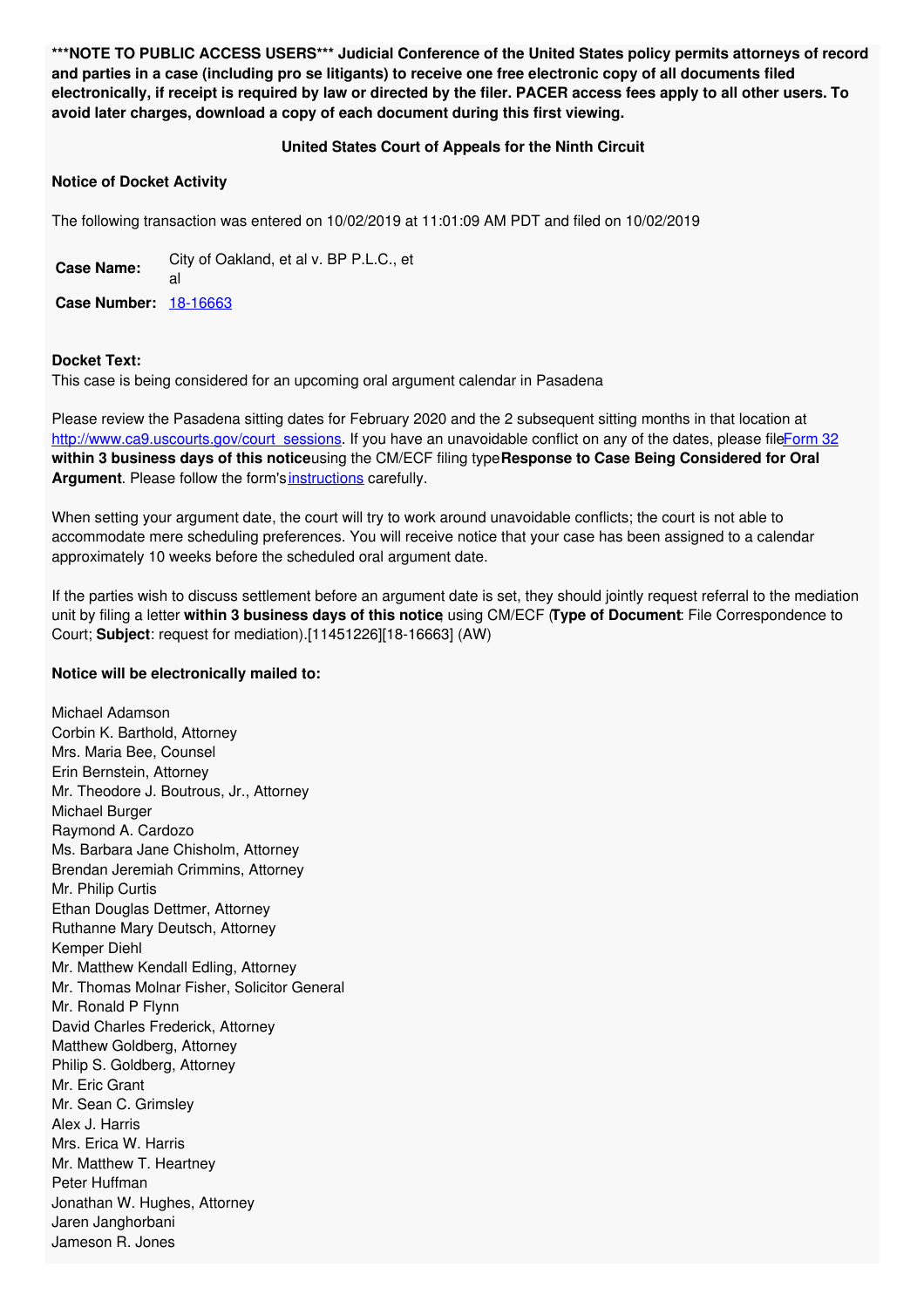**\*\*\*NOTE TO PUBLIC ACCESS USERS\*\*\* Judicial Conference of the United States policy permits attorneys of record and parties in a case (including pro se litigants) to receive one free electronic copy of all documents filed electronically, if receipt is required by law or directed by the filer. PACER access fees apply to all other users. To avoid later charges, download a copy of each document during this first viewing.**

**United States Court of Appeals for the Ninth Circuit**

**Notice of Docket Activity**

The following transaction was entered on 10/02/2019 at 11:01:09 AM PDT and filed on 10/02/2019

| **Case Name:** | City of Oakland, et al v. BP P.L.C., et al |
|---|---|
| **Case Number:** | 18-16663 |

**Docket Text:**
This case is being considered for an upcoming oral argument calendar in Pasadena

Please review the Pasadena sitting dates for February 2020 and the 2 subsequent sitting months in that location at http://www.ca9.uscourts.gov/court_sessions. If you have an unavoidable conflict on any of the dates, please file Form 32 **within 3 business days of this notice** using the CM/ECF filing type **Response to Case Being Considered for Oral Argument**. Please follow the form's instructions carefully.

When setting your argument date, the court will try to work around unavoidable conflicts; the court is not able to accommodate mere scheduling preferences. You will receive notice that your case has been assigned to a calendar approximately 10 weeks before the scheduled oral argument date.

If the parties wish to discuss settlement before an argument date is set, they should jointly request referral to the mediation unit by filing a letter **within 3 business days of this notice**, using CM/ECF (**Type of Document**: File Correspondence to Court; **Subject**: request for mediation).[11451226][18-16663] (AW)

**Notice will be electronically mailed to:**

Michael Adamson
Corbin K. Barthold, Attorney
Mrs. Maria Bee, Counsel
Erin Bernstein, Attorney
Mr. Theodore J. Boutrous, Jr., Attorney
Michael Burger
Raymond A. Cardozo
Ms. Barbara Jane Chisholm, Attorney
Brendan Jeremiah Crimmins, Attorney
Mr. Philip Curtis
Ethan Douglas Dettmer, Attorney
Ruthanne Mary Deutsch, Attorney
Kemper Diehl
Mr. Matthew Kendall Edling, Attorney
Mr. Thomas Molnar Fisher, Solicitor General
Mr. Ronald P Flynn
David Charles Frederick, Attorney
Matthew Goldberg, Attorney
Philip S. Goldberg, Attorney
Mr. Eric Grant
Mr. Sean C. Grimsley
Alex J. Harris
Mrs. Erica W. Harris
Mr. Matthew T. Heartney
Peter Huffman
Jonathan W. Hughes, Attorney
Jaren Janghorbani
Jameson R. Jones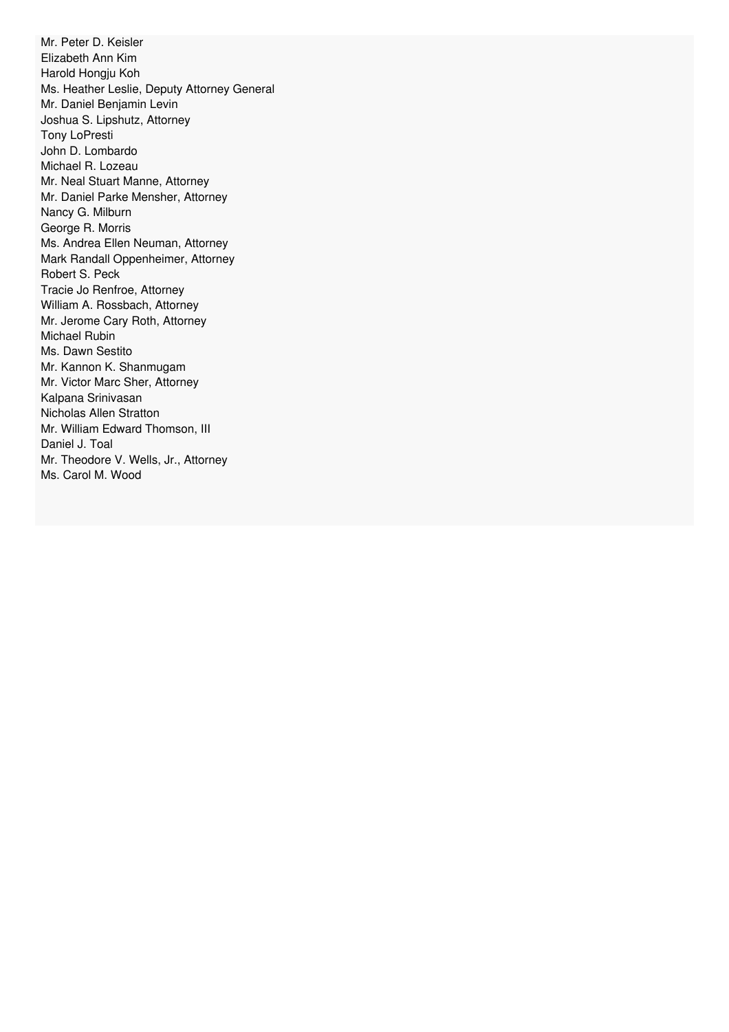Mr. Peter D. Keisler
Elizabeth Ann Kim
Harold Hongju Koh
Ms. Heather Leslie, Deputy Attorney General
Mr. Daniel Benjamin Levin
Joshua S. Lipshutz, Attorney
Tony LoPresti
John D. Lombardo
Michael R. Lozeau
Mr. Neal Stuart Manne, Attorney
Mr. Daniel Parke Mensher, Attorney
Nancy G. Milburn
George R. Morris
Ms. Andrea Ellen Neuman, Attorney
Mark Randall Oppenheimer, Attorney
Robert S. Peck
Tracie Jo Renfroe, Attorney
William A. Rossbach, Attorney
Mr. Jerome Cary Roth, Attorney
Michael Rubin
Ms. Dawn Sestito
Mr. Kannon K. Shanmugam
Mr. Victor Marc Sher, Attorney
Kalpana Srinivasan
Nicholas Allen Stratton
Mr. William Edward Thomson, III
Daniel J. Toal
Mr. Theodore V. Wells, Jr., Attorney
Ms. Carol M. Wood